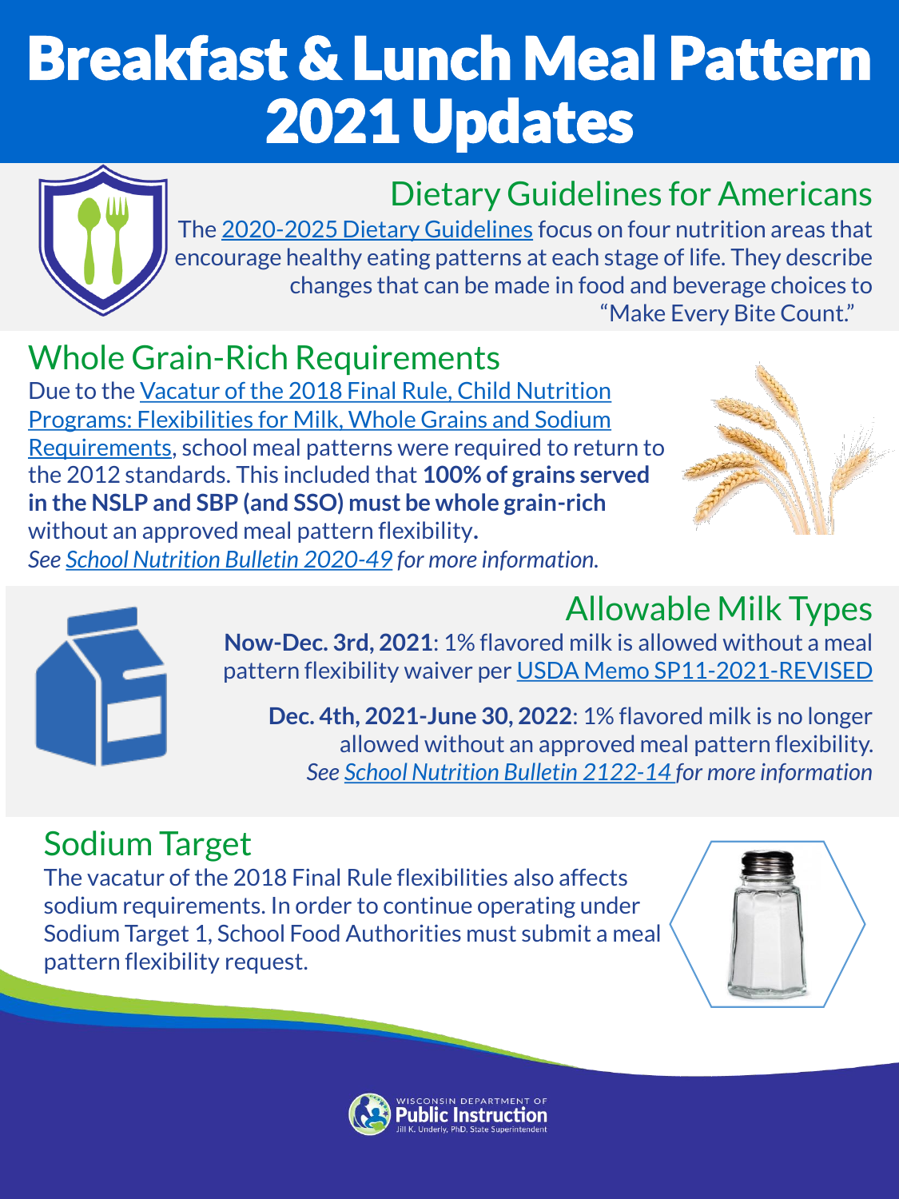# Breakfast & Lunch Meal Pattern 2021 Updates

## Dietary Guidelines for Americans

The 2020-2025 Dietary Guidelines focus on four nutrition areas that encourage healthy eating patterns at each stage of life. They describe changes that can be made in food and beverage choices to "Make Every Bite Count."

## Whole Grain-Rich Requirements

Due to the Vacatur of the 2018 Final Rule, Child Nutrition Programs: Flexibilities for Milk, Whole Grains and Sodium Requirements, school meal patterns were required to return to the 2012 standards. This included that **100% of grains served in the NSLP and SBP (and SSO) must be whole grain-rich** without an approved meal pattern flexibility.

*See School Nutrition Bulletin 2020-49 for more information.*

## Allowable Milk Types

**Now-Dec. 3rd, 2021**: 1% flavored milk is allowed without a meal pattern flexibility waiver per USDA Memo SP11-2021-REVISED

**Dec. 4th, 2021-June 30, 2022**: 1% flavored milk is no longer allowed without an approved meal pattern flexibility.

*See School Nutrition Bulletin 2122-14 for more information*

## Sodium Target

The vacatur of the 2018 Final Rule flexibilities also affects sodium requirements. In order to continue operating under Sodium Target 1, School Food Authorities must submit a meal pattern flexibility request.

Wisconsin Department of Public Instruction
Jill K. Underly, PhD, State Superintendent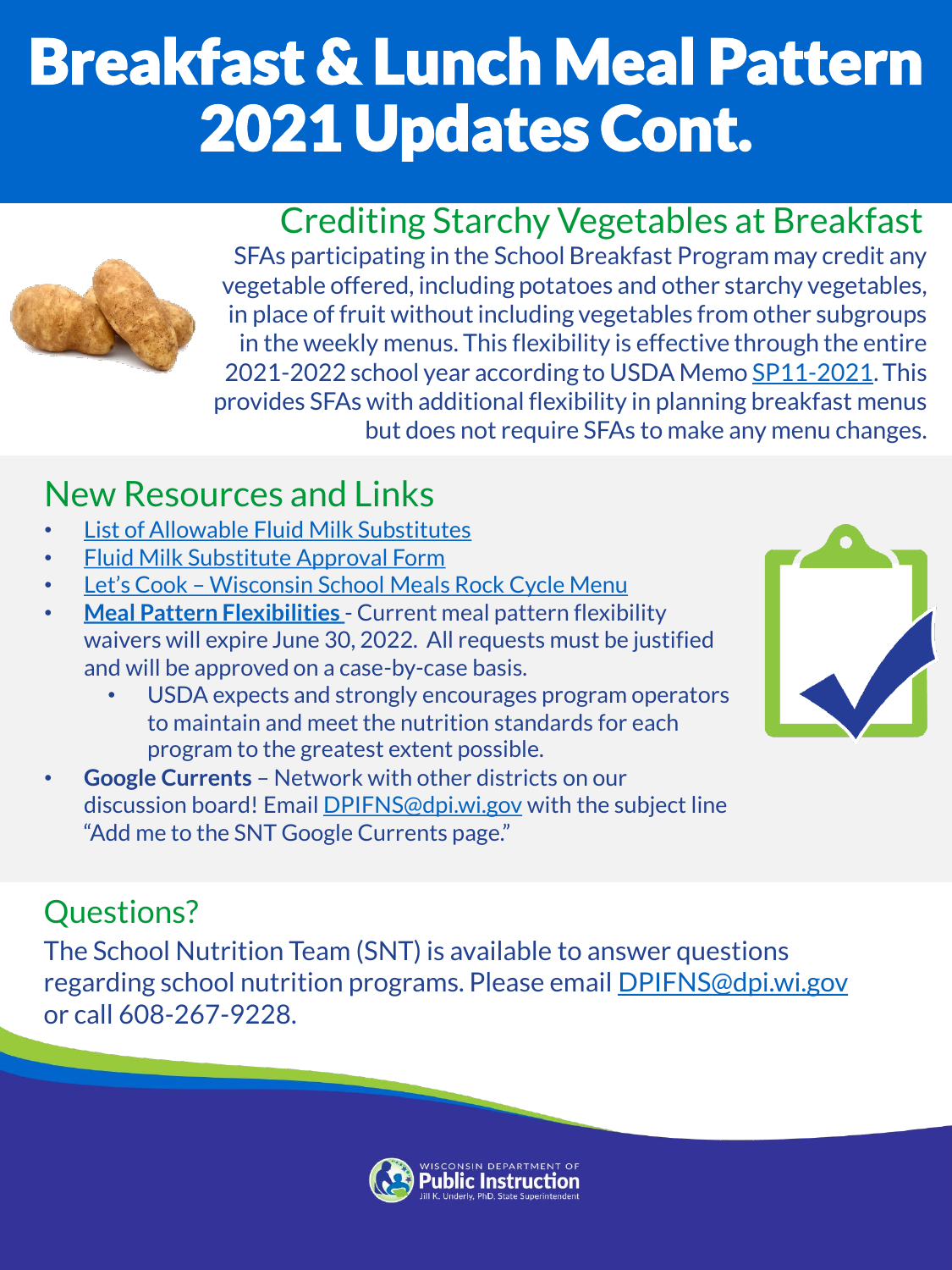# Breakfast & Lunch Meal Pattern 2021 Updates Cont.

## Crediting Starchy Vegetables at Breakfast

SFAs participating in the School Breakfast Program may credit any vegetable offered, including potatoes and other starchy vegetables, in place of fruit without including vegetables from other subgroups in the weekly menus. This flexibility is effective through the entire 2021-2022 school year according to USDA Memo SP11-2021. This provides SFAs with additional flexibility in planning breakfast menus but does not require SFAs to make any menu changes.

## New Resources and Links

- List of Allowable Fluid Milk Substitutes
- Fluid Milk Substitute Approval Form
- Let's Cook – Wisconsin School Meals Rock Cycle Menu
- **Meal Pattern Flexibilities** - Current meal pattern flexibility waivers will expire June 30, 2022. All requests must be justified and will be approved on a case-by-case basis.
  - USDA expects and strongly encourages program operators to maintain and meet the nutrition standards for each program to the greatest extent possible.
- **Google Currents** – Network with other districts on our discussion board! Email DPIFNS@dpi.wi.gov with the subject line "Add me to the SNT Google Currents page."

## Questions?

The School Nutrition Team (SNT) is available to answer questions regarding school nutrition programs. Please email DPIFNS@dpi.wi.gov or call 608-267-9228.

Wisconsin Department of Public Instruction
Jill K. Underly, PhD, State Superintendent